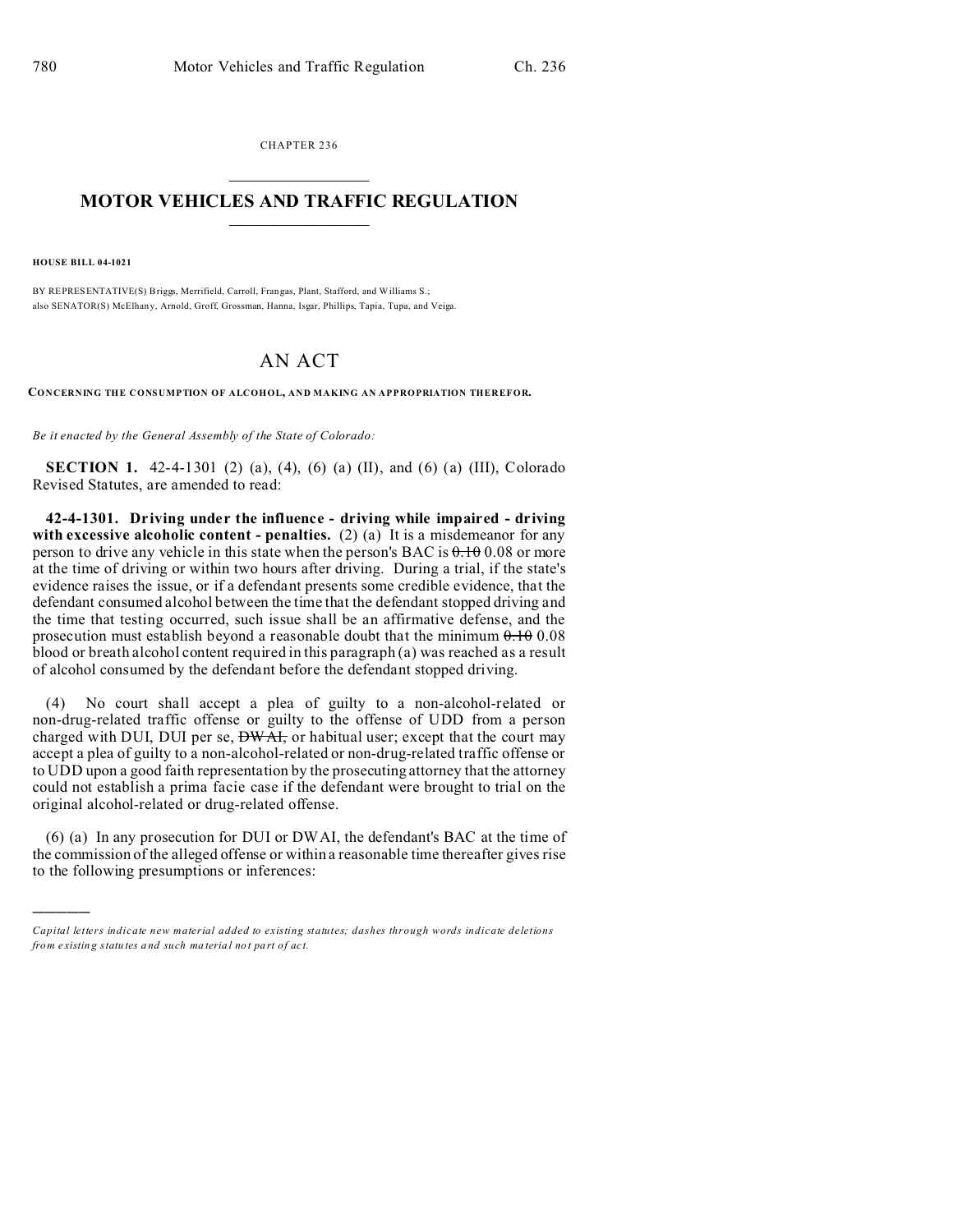CHAPTER 236

# MOTOR VEHICLES AND TRAFFIC REGULATION

**HOUSE BILL 04-1021**

BY REPRESENTATIVE(S) Briggs, Merrifield, Carroll, Frangas, Plant, Stafford, and Williams S.;
also SENATOR(S) McElhany, Arnold, Groff, Grossman, Hanna, Isgar, Phillips, Tapia, Tupa, and Veiga.

# AN ACT

**CONCERNING THE CONSUMPTION OF ALCOHOL, AND MAKING AN APPROPRIATION THEREFOR.**

*Be it enacted by the General Assembly of the State of Colorado:*

**SECTION 1.** 42-4-1301 (2) (a), (4), (6) (a) (II), and (6) (a) (III), Colorado Revised Statutes, are amended to read:

**42-4-1301. Driving under the influence - driving while impaired - driving with excessive alcoholic content - penalties.** (2) (a) It is a misdemeanor for any person to drive any vehicle in this state when the person's BAC is ~~0.10~~ 0.08 or more at the time of driving or within two hours after driving. During a trial, if the state's evidence raises the issue, or if a defendant presents some credible evidence, that the defendant consumed alcohol between the time that the defendant stopped driving and the time that testing occurred, such issue shall be an affirmative defense, and the prosecution must establish beyond a reasonable doubt that the minimum ~~0.10~~ 0.08 blood or breath alcohol content required in this paragraph (a) was reached as a result of alcohol consumed by the defendant before the defendant stopped driving.

(4) No court shall accept a plea of guilty to a non-alcohol-related or non-drug-related traffic offense or guilty to the offense of UDD from a person charged with DUI, DUI per se, ~~DWAI,~~ or habitual user; except that the court may accept a plea of guilty to a non-alcohol-related or non-drug-related traffic offense or to UDD upon a good faith representation by the prosecuting attorney that the attorney could not establish a prima facie case if the defendant were brought to trial on the original alcohol-related or drug-related offense.

(6) (a) In any prosecution for DUI or DWAI, the defendant's BAC at the time of the commission of the alleged offense or within a reasonable time thereafter gives rise to the following presumptions or inferences:

---

*Capital letters indicate new material added to existing statutes; dashes through words indicate deletions from existing statutes and such material not part of act.*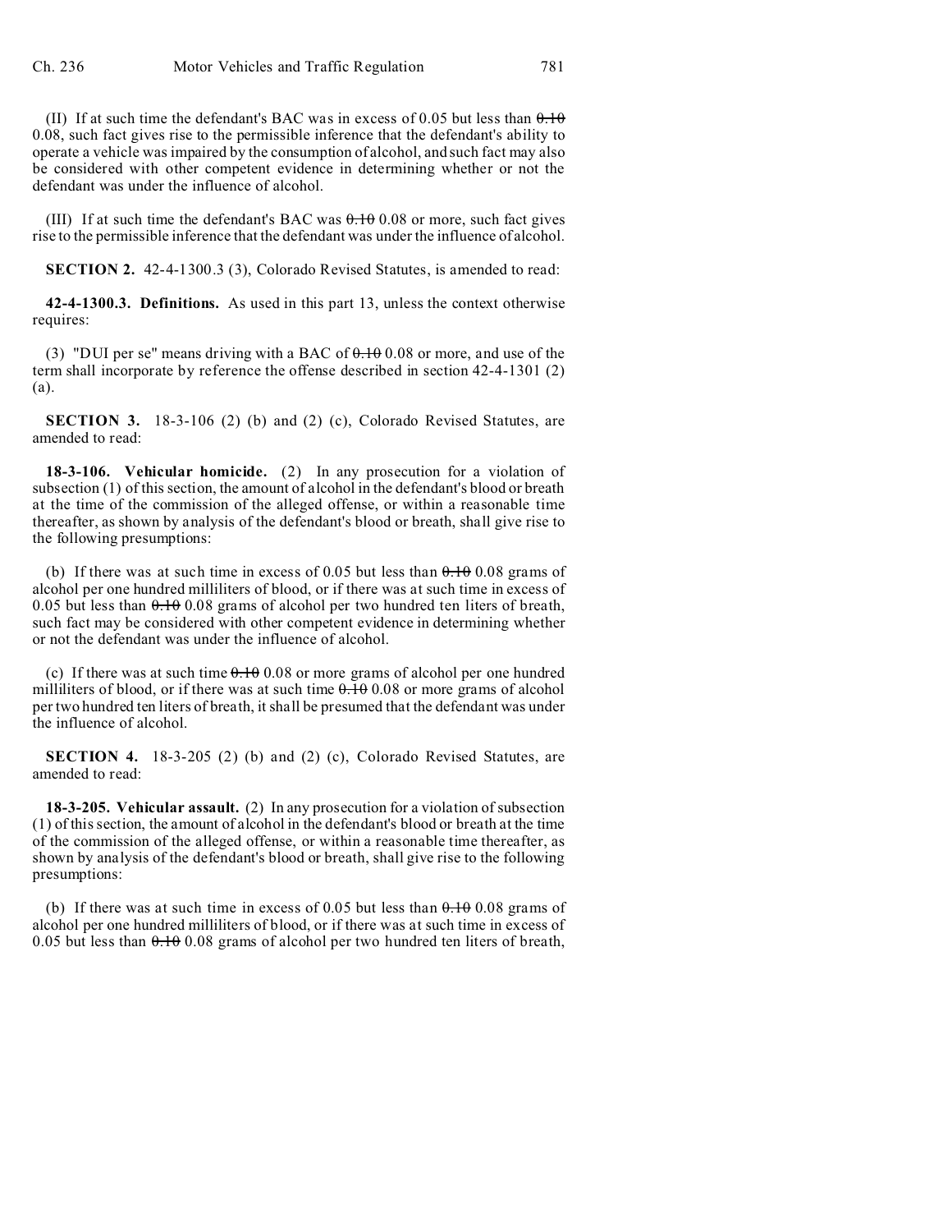(II) If at such time the defendant's BAC was in excess of 0.05 but less than ~~0.10~~ 0.08, such fact gives rise to the permissible inference that the defendant's ability to operate a vehicle was impaired by the consumption of alcohol, and such fact may also be considered with other competent evidence in determining whether or not the defendant was under the influence of alcohol.

(III) If at such time the defendant's BAC was ~~0.10~~ 0.08 or more, such fact gives rise to the permissible inference that the defendant was under the influence of alcohol.

**SECTION 2.** 42-4-1300.3 (3), Colorado Revised Statutes, is amended to read:

**42-4-1300.3. Definitions.** As used in this part 13, unless the context otherwise requires:

(3) "DUI per se" means driving with a BAC of ~~0.10~~ 0.08 or more, and use of the term shall incorporate by reference the offense described in section 42-4-1301 (2) (a).

**SECTION 3.** 18-3-106 (2) (b) and (2) (c), Colorado Revised Statutes, are amended to read:

**18-3-106. Vehicular homicide.** (2) In any prosecution for a violation of subsection (1) of this section, the amount of alcohol in the defendant's blood or breath at the time of the commission of the alleged offense, or within a reasonable time thereafter, as shown by analysis of the defendant's blood or breath, shall give rise to the following presumptions:

(b) If there was at such time in excess of 0.05 but less than ~~0.10~~ 0.08 grams of alcohol per one hundred milliliters of blood, or if there was at such time in excess of 0.05 but less than ~~0.10~~ 0.08 grams of alcohol per two hundred ten liters of breath, such fact may be considered with other competent evidence in determining whether or not the defendant was under the influence of alcohol.

(c) If there was at such time ~~0.10~~ 0.08 or more grams of alcohol per one hundred milliliters of blood, or if there was at such time ~~0.10~~ 0.08 or more grams of alcohol per two hundred ten liters of breath, it shall be presumed that the defendant was under the influence of alcohol.

**SECTION 4.** 18-3-205 (2) (b) and (2) (c), Colorado Revised Statutes, are amended to read:

**18-3-205. Vehicular assault.** (2) In any prosecution for a violation of subsection (1) of this section, the amount of alcohol in the defendant's blood or breath at the time of the commission of the alleged offense, or within a reasonable time thereafter, as shown by analysis of the defendant's blood or breath, shall give rise to the following presumptions:

(b) If there was at such time in excess of 0.05 but less than ~~0.10~~ 0.08 grams of alcohol per one hundred milliliters of blood, or if there was at such time in excess of 0.05 but less than ~~0.10~~ 0.08 grams of alcohol per two hundred ten liters of breath,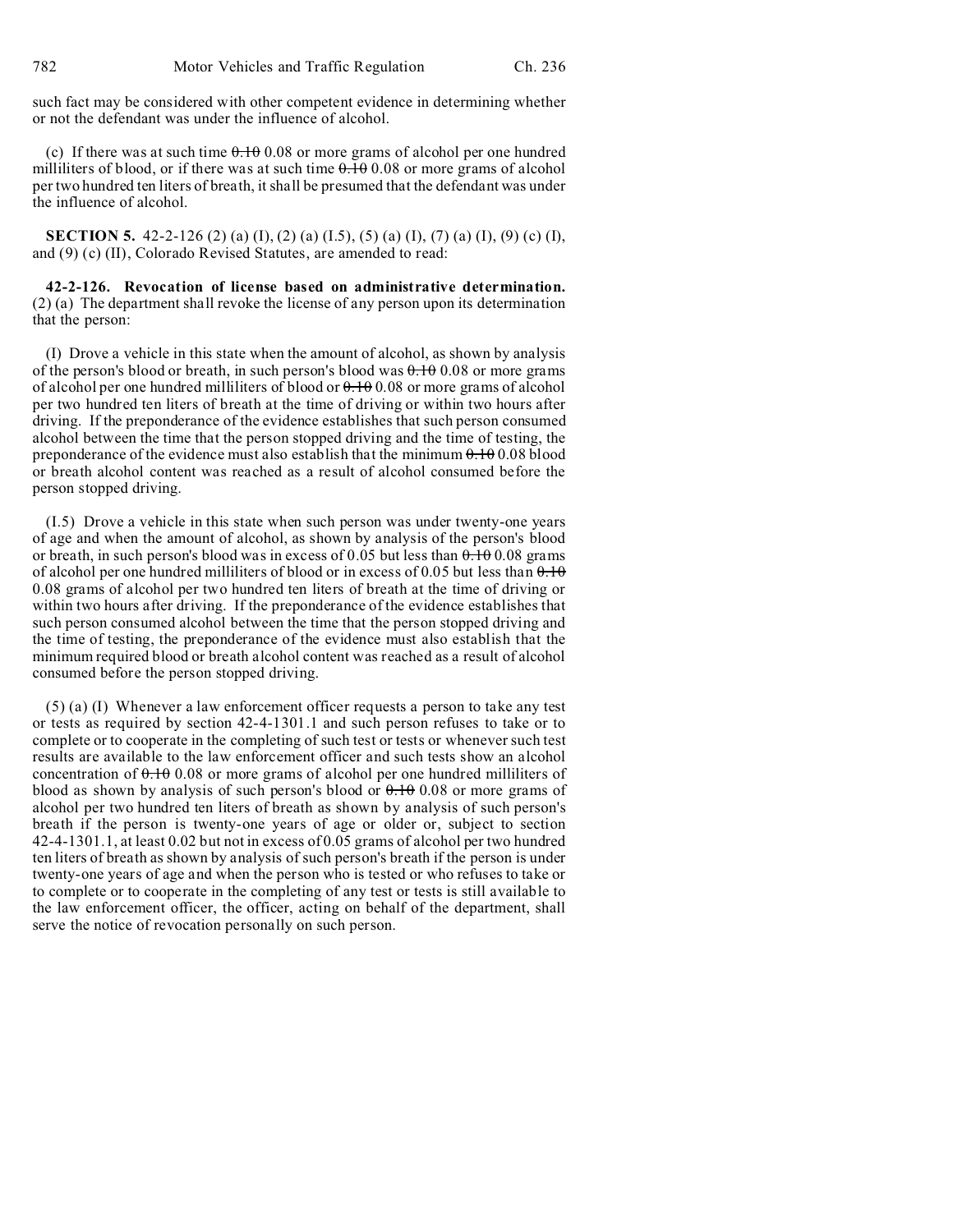such fact may be considered with other competent evidence in determining whether or not the defendant was under the influence of alcohol.

(c) If there was at such time ~~0.10~~ 0.08 or more grams of alcohol per one hundred milliliters of blood, or if there was at such time ~~0.10~~ 0.08 or more grams of alcohol per two hundred ten liters of breath, it shall be presumed that the defendant was under the influence of alcohol.

**SECTION 5.** 42-2-126 (2) (a) (I), (2) (a) (I.5), (5) (a) (I), (7) (a) (I), (9) (c) (I), and (9) (c) (II), Colorado Revised Statutes, are amended to read:

**42-2-126. Revocation of license based on administrative determination.** (2) (a) The department shall revoke the license of any person upon its determination that the person:

(I) Drove a vehicle in this state when the amount of alcohol, as shown by analysis of the person's blood or breath, in such person's blood was ~~0.10~~ 0.08 or more grams of alcohol per one hundred milliliters of blood or ~~0.10~~ 0.08 or more grams of alcohol per two hundred ten liters of breath at the time of driving or within two hours after driving. If the preponderance of the evidence establishes that such person consumed alcohol between the time that the person stopped driving and the time of testing, the preponderance of the evidence must also establish that the minimum ~~0.10~~ 0.08 blood or breath alcohol content was reached as a result of alcohol consumed before the person stopped driving.

(I.5) Drove a vehicle in this state when such person was under twenty-one years of age and when the amount of alcohol, as shown by analysis of the person's blood or breath, in such person's blood was in excess of 0.05 but less than ~~0.10~~ 0.08 grams of alcohol per one hundred milliliters of blood or in excess of 0.05 but less than ~~0.10~~ 0.08 grams of alcohol per two hundred ten liters of breath at the time of driving or within two hours after driving. If the preponderance of the evidence establishes that such person consumed alcohol between the time that the person stopped driving and the time of testing, the preponderance of the evidence must also establish that the minimum required blood or breath alcohol content was reached as a result of alcohol consumed before the person stopped driving.

(5) (a) (I) Whenever a law enforcement officer requests a person to take any test or tests as required by section 42-4-1301.1 and such person refuses to take or to complete or to cooperate in the completing of such test or tests or whenever such test results are available to the law enforcement officer and such tests show an alcohol concentration of ~~0.10~~ 0.08 or more grams of alcohol per one hundred milliliters of blood as shown by analysis of such person's blood or ~~0.10~~ 0.08 or more grams of alcohol per two hundred ten liters of breath as shown by analysis of such person's breath if the person is twenty-one years of age or older or, subject to section 42-4-1301.1, at least 0.02 but not in excess of 0.05 grams of alcohol per two hundred ten liters of breath as shown by analysis of such person's breath if the person is under twenty-one years of age and when the person who is tested or who refuses to take or to complete or to cooperate in the completing of any test or tests is still available to the law enforcement officer, the officer, acting on behalf of the department, shall serve the notice of revocation personally on such person.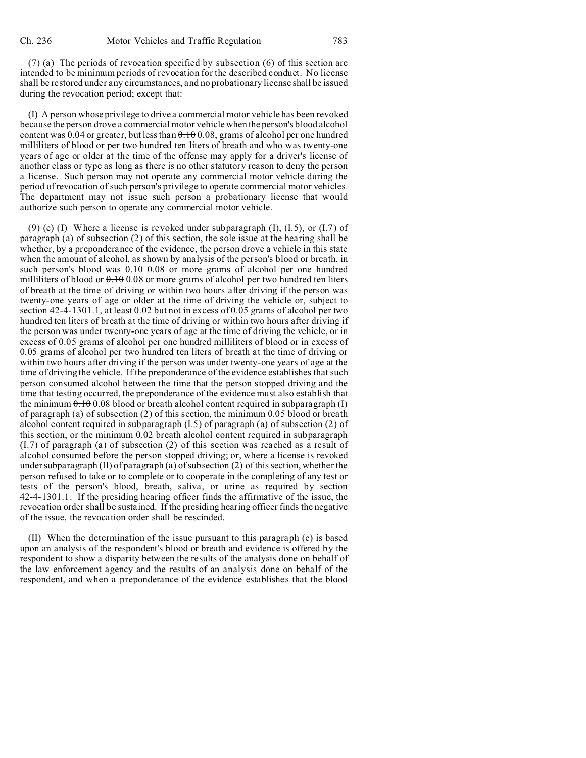(7) (a) The periods of revocation specified by subsection (6) of this section are intended to be minimum periods of revocation for the described conduct. No license shall be restored under any circumstances, and no probationary license shall be issued during the revocation period; except that:

(I) A person whose privilege to drive a commercial motor vehicle has been revoked because the person drove a commercial motor vehicle when the person's blood alcohol content was 0.04 or greater, but less than ~~0.10~~ 0.08, grams of alcohol per one hundred milliliters of blood or per two hundred ten liters of breath and who was twenty-one years of age or older at the time of the offense may apply for a driver's license of another class or type as long as there is no other statutory reason to deny the person a license. Such person may not operate any commercial motor vehicle during the period of revocation of such person's privilege to operate commercial motor vehicles. The department may not issue such person a probationary license that would authorize such person to operate any commercial motor vehicle.

(9) (c) (I) Where a license is revoked under subparagraph (I), (I.5), or (I.7) of paragraph (a) of subsection (2) of this section, the sole issue at the hearing shall be whether, by a preponderance of the evidence, the person drove a vehicle in this state when the amount of alcohol, as shown by analysis of the person's blood or breath, in such person's blood was ~~0.10~~ 0.08 or more grams of alcohol per one hundred milliliters of blood or ~~0.10~~ 0.08 or more grams of alcohol per two hundred ten liters of breath at the time of driving or within two hours after driving if the person was twenty-one years of age or older at the time of driving the vehicle or, subject to section 42-4-1301.1, at least 0.02 but not in excess of 0.05 grams of alcohol per two hundred ten liters of breath at the time of driving or within two hours after driving if the person was under twenty-one years of age at the time of driving the vehicle, or in excess of 0.05 grams of alcohol per one hundred milliliters of blood or in excess of 0.05 grams of alcohol per two hundred ten liters of breath at the time of driving or within two hours after driving if the person was under twenty-one years of age at the time of driving the vehicle. If the preponderance of the evidence establishes that such person consumed alcohol between the time that the person stopped driving and the time that testing occurred, the preponderance of the evidence must also establish that the minimum ~~0.10~~ 0.08 blood or breath alcohol content required in subparagraph (I) of paragraph (a) of subsection (2) of this section, the minimum 0.05 blood or breath alcohol content required in subparagraph (I.5) of paragraph (a) of subsection (2) of this section, or the minimum 0.02 breath alcohol content required in subparagraph (I.7) of paragraph (a) of subsection (2) of this section was reached as a result of alcohol consumed before the person stopped driving; or, where a license is revoked under subparagraph (II) of paragraph (a) of subsection (2) of this section, whether the person refused to take or to complete or to cooperate in the completing of any test or tests of the person's blood, breath, saliva, or urine as required by section 42-4-1301.1. If the presiding hearing officer finds the affirmative of the issue, the revocation order shall be sustained. If the presiding hearing officer finds the negative of the issue, the revocation order shall be rescinded.

(II) When the determination of the issue pursuant to this paragraph (c) is based upon an analysis of the respondent's blood or breath and evidence is offered by the respondent to show a disparity between the results of the analysis done on behalf of the law enforcement agency and the results of an analysis done on behalf of the respondent, and when a preponderance of the evidence establishes that the blood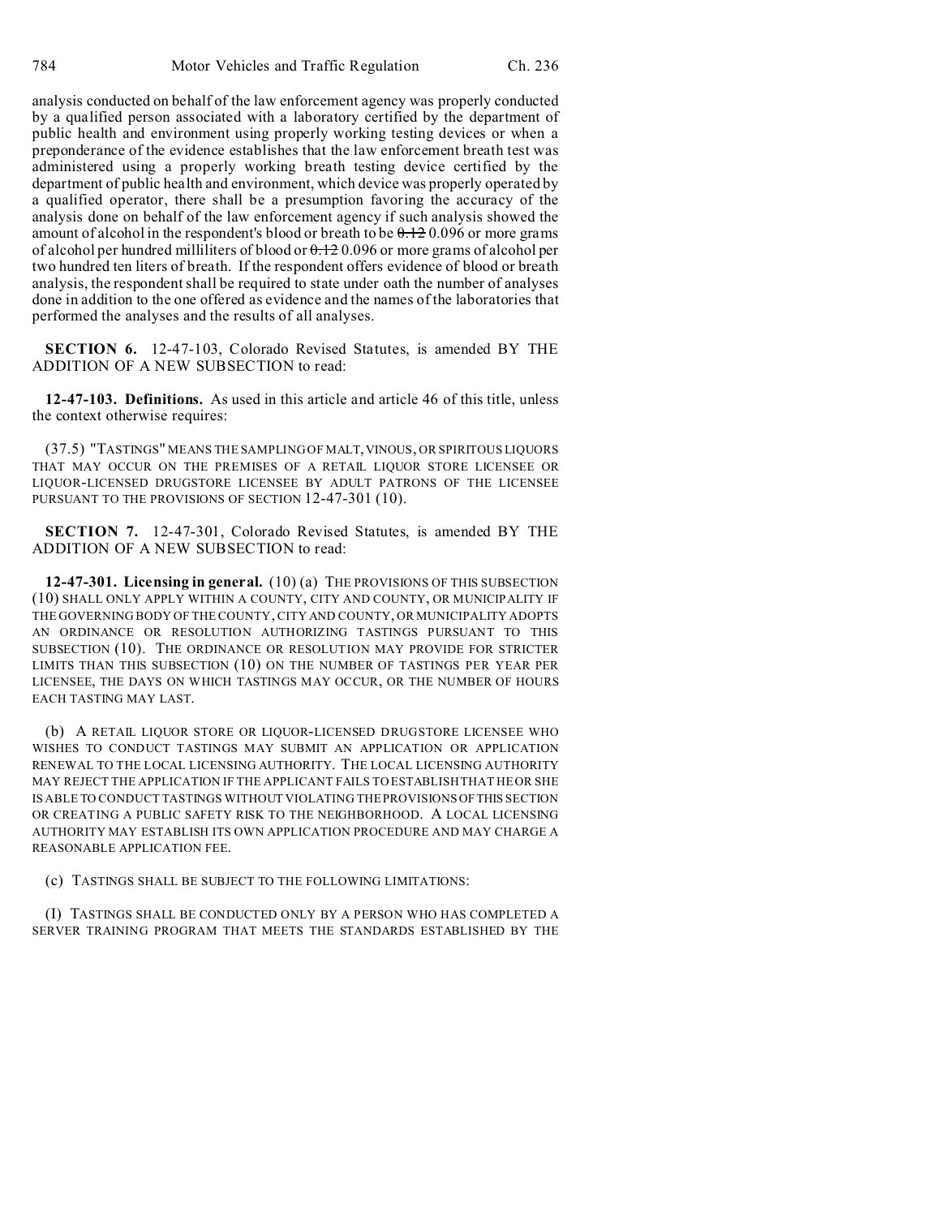analysis conducted on behalf of the law enforcement agency was properly conducted by a qualified person associated with a laboratory certified by the department of public health and environment using properly working testing devices or when a preponderance of the evidence establishes that the law enforcement breath test was administered using a properly working breath testing device certified by the department of public health and environment, which device was properly operated by a qualified operator, there shall be a presumption favoring the accuracy of the analysis done on behalf of the law enforcement agency if such analysis showed the amount of alcohol in the respondent's blood or breath to be ~~0.12~~ 0.096 or more grams of alcohol per hundred milliliters of blood or ~~0.12~~ 0.096 or more grams of alcohol per two hundred ten liters of breath. If the respondent offers evidence of blood or breath analysis, the respondent shall be required to state under oath the number of analyses done in addition to the one offered as evidence and the names of the laboratories that performed the analyses and the results of all analyses.

**SECTION 6.** 12-47-103, Colorado Revised Statutes, is amended BY THE ADDITION OF A NEW SUBSECTION to read:

**12-47-103. Definitions.** As used in this article and article 46 of this title, unless the context otherwise requires:

(37.5) "TASTINGS" MEANS THE SAMPLING OF MALT, VINOUS, OR SPIRITOUS LIQUORS THAT MAY OCCUR ON THE PREMISES OF A RETAIL LIQUOR STORE LICENSEE OR LIQUOR-LICENSED DRUGSTORE LICENSEE BY ADULT PATRONS OF THE LICENSEE PURSUANT TO THE PROVISIONS OF SECTION 12-47-301 (10).

**SECTION 7.** 12-47-301, Colorado Revised Statutes, is amended BY THE ADDITION OF A NEW SUBSECTION to read:

**12-47-301. Licensing in general.** (10) (a) THE PROVISIONS OF THIS SUBSECTION (10) SHALL ONLY APPLY WITHIN A COUNTY, CITY AND COUNTY, OR MUNICIPALITY IF THE GOVERNING BODY OF THE COUNTY, CITY AND COUNTY, OR MUNICIPALITY ADOPTS AN ORDINANCE OR RESOLUTION AUTHORIZING TASTINGS PURSUANT TO THIS SUBSECTION (10). THE ORDINANCE OR RESOLUTION MAY PROVIDE FOR STRICTER LIMITS THAN THIS SUBSECTION (10) ON THE NUMBER OF TASTINGS PER YEAR PER LICENSEE, THE DAYS ON WHICH TASTINGS MAY OCCUR, OR THE NUMBER OF HOURS EACH TASTING MAY LAST.

(b) A RETAIL LIQUOR STORE OR LIQUOR-LICENSED DRUGSTORE LICENSEE WHO WISHES TO CONDUCT TASTINGS MAY SUBMIT AN APPLICATION OR APPLICATION RENEWAL TO THE LOCAL LICENSING AUTHORITY. THE LOCAL LICENSING AUTHORITY MAY REJECT THE APPLICATION IF THE APPLICANT FAILS TO ESTABLISH THAT HE OR SHE IS ABLE TO CONDUCT TASTINGS WITHOUT VIOLATING THE PROVISIONS OF THIS SECTION OR CREATING A PUBLIC SAFETY RISK TO THE NEIGHBORHOOD. A LOCAL LICENSING AUTHORITY MAY ESTABLISH ITS OWN APPLICATION PROCEDURE AND MAY CHARGE A REASONABLE APPLICATION FEE.

(c) TASTINGS SHALL BE SUBJECT TO THE FOLLOWING LIMITATIONS:

(I) TASTINGS SHALL BE CONDUCTED ONLY BY A PERSON WHO HAS COMPLETED A SERVER TRAINING PROGRAM THAT MEETS THE STANDARDS ESTABLISHED BY THE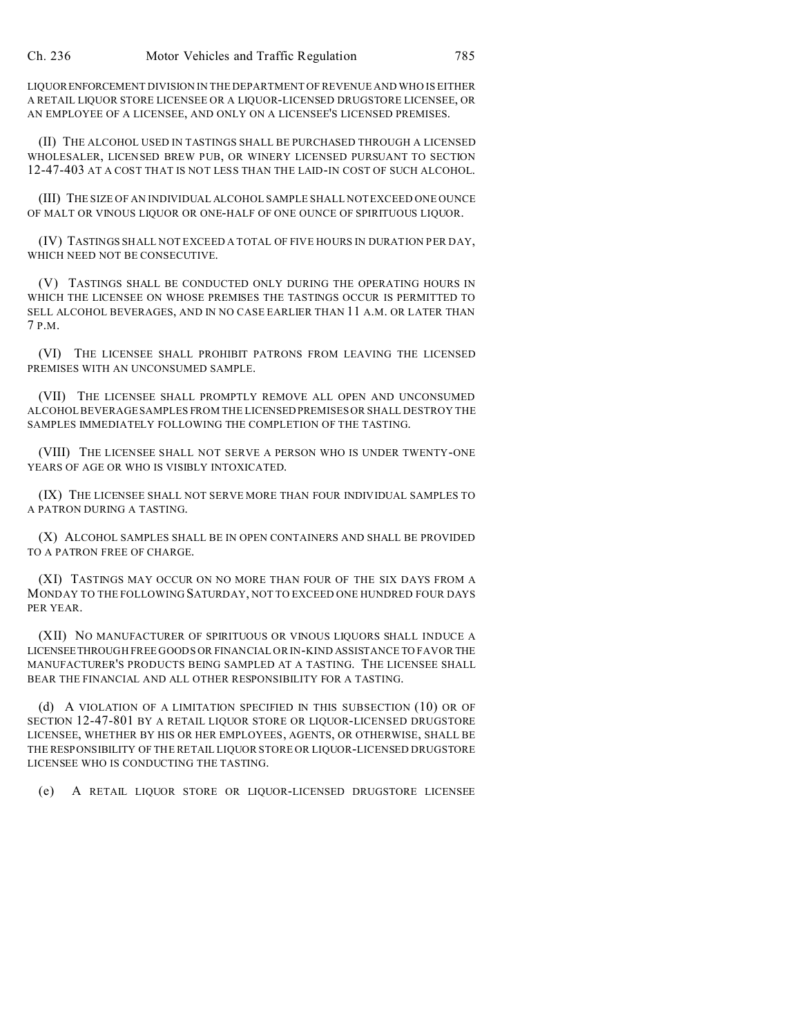LIQUOR ENFORCEMENT DIVISION IN THE DEPARTMENT OF REVENUE AND WHO IS EITHER A RETAIL LIQUOR STORE LICENSEE OR A LIQUOR-LICENSED DRUGSTORE LICENSEE, OR AN EMPLOYEE OF A LICENSEE, AND ONLY ON A LICENSEE'S LICENSED PREMISES.

(II) THE ALCOHOL USED IN TASTINGS SHALL BE PURCHASED THROUGH A LICENSED WHOLESALER, LICENSED BREW PUB, OR WINERY LICENSED PURSUANT TO SECTION 12-47-403 AT A COST THAT IS NOT LESS THAN THE LAID-IN COST OF SUCH ALCOHOL.

(III) THE SIZE OF AN INDIVIDUAL ALCOHOL SAMPLE SHALL NOT EXCEED ONE OUNCE OF MALT OR VINOUS LIQUOR OR ONE-HALF OF ONE OUNCE OF SPIRITUOUS LIQUOR.

(IV) TASTINGS SHALL NOT EXCEED A TOTAL OF FIVE HOURS IN DURATION PER DAY, WHICH NEED NOT BE CONSECUTIVE.

(V) TASTINGS SHALL BE CONDUCTED ONLY DURING THE OPERATING HOURS IN WHICH THE LICENSEE ON WHOSE PREMISES THE TASTINGS OCCUR IS PERMITTED TO SELL ALCOHOL BEVERAGES, AND IN NO CASE EARLIER THAN 11 A.M. OR LATER THAN 7 P.M.

(VI) THE LICENSEE SHALL PROHIBIT PATRONS FROM LEAVING THE LICENSED PREMISES WITH AN UNCONSUMED SAMPLE.

(VII) THE LICENSEE SHALL PROMPTLY REMOVE ALL OPEN AND UNCONSUMED ALCOHOL BEVERAGE SAMPLES FROM THE LICENSED PREMISES OR SHALL DESTROY THE SAMPLES IMMEDIATELY FOLLOWING THE COMPLETION OF THE TASTING.

(VIII) THE LICENSEE SHALL NOT SERVE A PERSON WHO IS UNDER TWENTY-ONE YEARS OF AGE OR WHO IS VISIBLY INTOXICATED.

(IX) THE LICENSEE SHALL NOT SERVE MORE THAN FOUR INDIVIDUAL SAMPLES TO A PATRON DURING A TASTING.

(X) ALCOHOL SAMPLES SHALL BE IN OPEN CONTAINERS AND SHALL BE PROVIDED TO A PATRON FREE OF CHARGE.

(XI) TASTINGS MAY OCCUR ON NO MORE THAN FOUR OF THE SIX DAYS FROM A MONDAY TO THE FOLLOWING SATURDAY, NOT TO EXCEED ONE HUNDRED FOUR DAYS PER YEAR.

(XII) NO MANUFACTURER OF SPIRITUOUS OR VINOUS LIQUORS SHALL INDUCE A LICENSEE THROUGH FREE GOODS OR FINANCIAL OR IN-KIND ASSISTANCE TO FAVOR THE MANUFACTURER'S PRODUCTS BEING SAMPLED AT A TASTING. THE LICENSEE SHALL BEAR THE FINANCIAL AND ALL OTHER RESPONSIBILITY FOR A TASTING.

(d) A VIOLATION OF A LIMITATION SPECIFIED IN THIS SUBSECTION (10) OR OF SECTION 12-47-801 BY A RETAIL LIQUOR STORE OR LIQUOR-LICENSED DRUGSTORE LICENSEE, WHETHER BY HIS OR HER EMPLOYEES, AGENTS, OR OTHERWISE, SHALL BE THE RESPONSIBILITY OF THE RETAIL LIQUOR STORE OR LIQUOR-LICENSED DRUGSTORE LICENSEE WHO IS CONDUCTING THE TASTING.

(e) A RETAIL LIQUOR STORE OR LIQUOR-LICENSED DRUGSTORE LICENSEE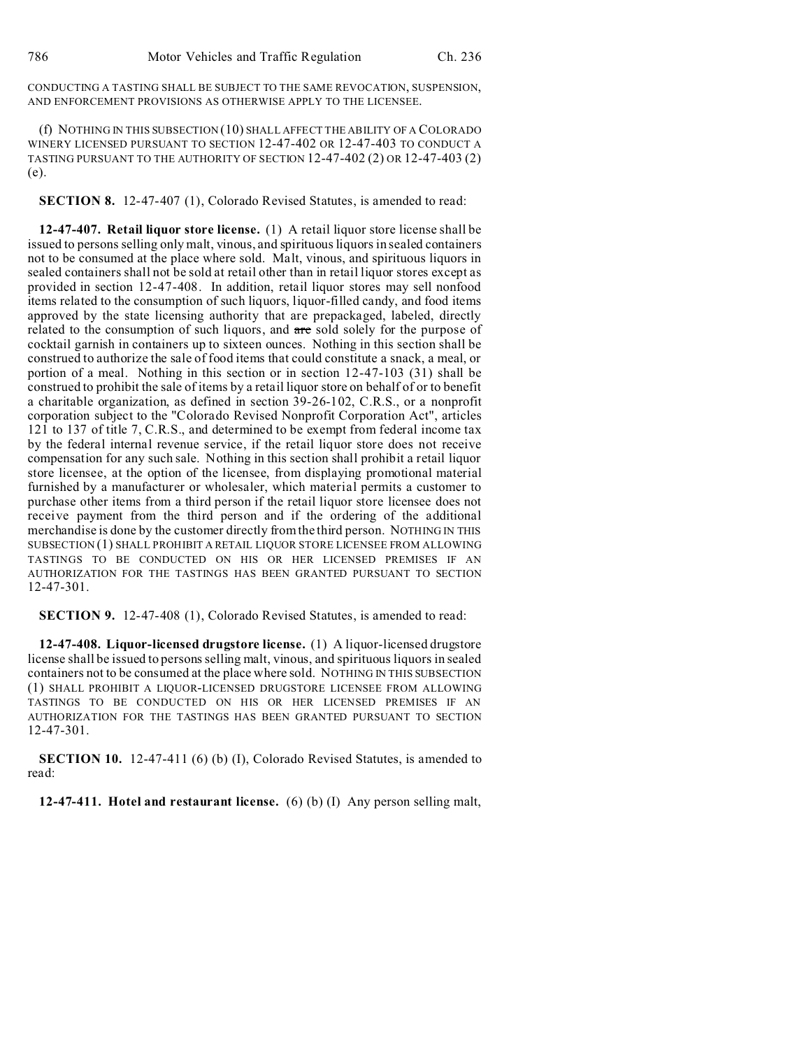CONDUCTING A TASTING SHALL BE SUBJECT TO THE SAME REVOCATION, SUSPENSION, AND ENFORCEMENT PROVISIONS AS OTHERWISE APPLY TO THE LICENSEE.

(f) NOTHING IN THIS SUBSECTION (10) SHALL AFFECT THE ABILITY OF A COLORADO WINERY LICENSED PURSUANT TO SECTION 12-47-402 OR 12-47-403 TO CONDUCT A TASTING PURSUANT TO THE AUTHORITY OF SECTION 12-47-402 (2) OR 12-47-403 (2) (e).

**SECTION 8.** 12-47-407 (1), Colorado Revised Statutes, is amended to read:

**12-47-407. Retail liquor store license.** (1) A retail liquor store license shall be issued to persons selling only malt, vinous, and spirituous liquors in sealed containers not to be consumed at the place where sold. Malt, vinous, and spirituous liquors in sealed containers shall not be sold at retail other than in retail liquor stores except as provided in section 12-47-408. In addition, retail liquor stores may sell nonfood items related to the consumption of such liquors, liquor-filled candy, and food items approved by the state licensing authority that are prepackaged, labeled, directly related to the consumption of such liquors, and ~~are~~ sold solely for the purpose of cocktail garnish in containers up to sixteen ounces. Nothing in this section shall be construed to authorize the sale of food items that could constitute a snack, a meal, or portion of a meal. Nothing in this section or in section 12-47-103 (31) shall be construed to prohibit the sale of items by a retail liquor store on behalf of or to benefit a charitable organization, as defined in section 39-26-102, C.R.S., or a nonprofit corporation subject to the "Colorado Revised Nonprofit Corporation Act", articles 121 to 137 of title 7, C.R.S., and determined to be exempt from federal income tax by the federal internal revenue service, if the retail liquor store does not receive compensation for any such sale. Nothing in this section shall prohibit a retail liquor store licensee, at the option of the licensee, from displaying promotional material furnished by a manufacturer or wholesaler, which material permits a customer to purchase other items from a third person if the retail liquor store licensee does not receive payment from the third person and if the ordering of the additional merchandise is done by the customer directly from the third person. NOTHING IN THIS SUBSECTION (1) SHALL PROHIBIT A RETAIL LIQUOR STORE LICENSEE FROM ALLOWING TASTINGS TO BE CONDUCTED ON HIS OR HER LICENSED PREMISES IF AN AUTHORIZATION FOR THE TASTINGS HAS BEEN GRANTED PURSUANT TO SECTION 12-47-301.

**SECTION 9.** 12-47-408 (1), Colorado Revised Statutes, is amended to read:

**12-47-408. Liquor-licensed drugstore license.** (1) A liquor-licensed drugstore license shall be issued to persons selling malt, vinous, and spirituous liquors in sealed containers not to be consumed at the place where sold. NOTHING IN THIS SUBSECTION (1) SHALL PROHIBIT A LIQUOR-LICENSED DRUGSTORE LICENSEE FROM ALLOWING TASTINGS TO BE CONDUCTED ON HIS OR HER LICENSED PREMISES IF AN AUTHORIZATION FOR THE TASTINGS HAS BEEN GRANTED PURSUANT TO SECTION 12-47-301.

**SECTION 10.** 12-47-411 (6) (b) (I), Colorado Revised Statutes, is amended to read:

**12-47-411. Hotel and restaurant license.** (6) (b) (I) Any person selling malt,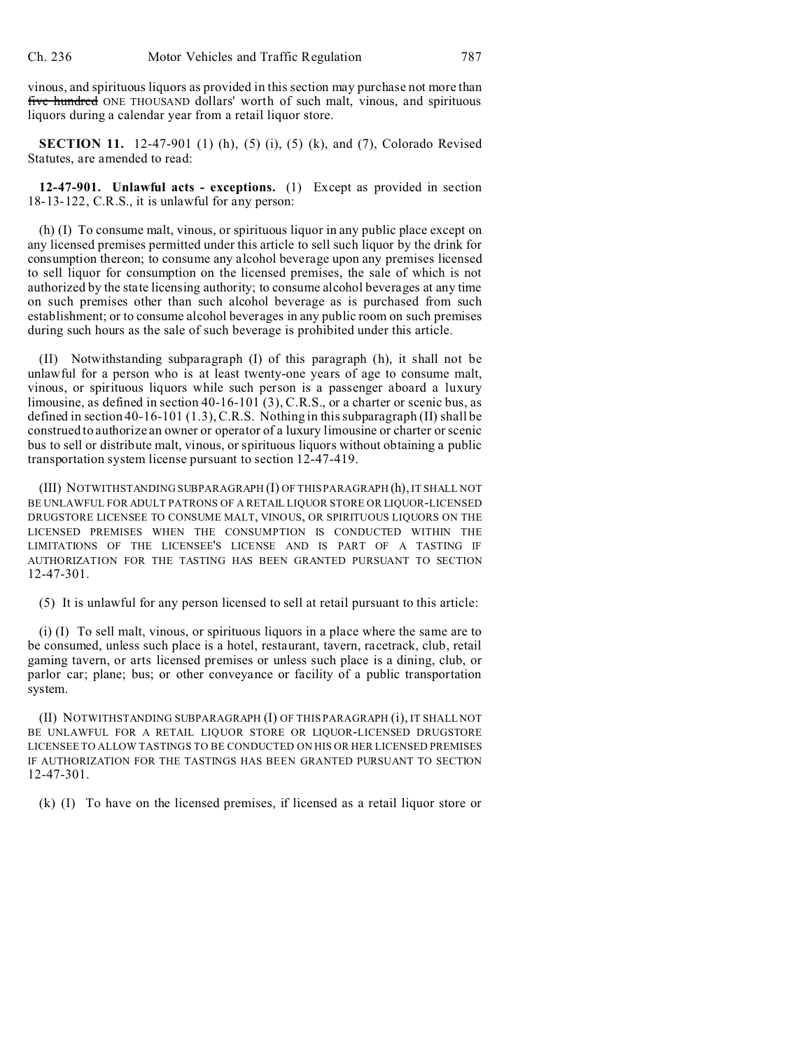vinous, and spirituous liquors as provided in this section may purchase not more than ~~five hundred~~ ONE THOUSAND dollars' worth of such malt, vinous, and spirituous liquors during a calendar year from a retail liquor store.

**SECTION 11.** 12-47-901 (1) (h), (5) (i), (5) (k), and (7), Colorado Revised Statutes, are amended to read:

**12-47-901. Unlawful acts - exceptions.** (1) Except as provided in section 18-13-122, C.R.S., it is unlawful for any person:

(h) (I) To consume malt, vinous, or spirituous liquor in any public place except on any licensed premises permitted under this article to sell such liquor by the drink for consumption thereon; to consume any alcohol beverage upon any premises licensed to sell liquor for consumption on the licensed premises, the sale of which is not authorized by the state licensing authority; to consume alcohol beverages at any time on such premises other than such alcohol beverage as is purchased from such establishment; or to consume alcohol beverages in any public room on such premises during such hours as the sale of such beverage is prohibited under this article.

(II) Notwithstanding subparagraph (I) of this paragraph (h), it shall not be unlawful for a person who is at least twenty-one years of age to consume malt, vinous, or spirituous liquors while such person is a passenger aboard a luxury limousine, as defined in section 40-16-101 (3), C.R.S., or a charter or scenic bus, as defined in section 40-16-101 (1.3), C.R.S. Nothing in this subparagraph (II) shall be construed to authorize an owner or operator of a luxury limousine or charter or scenic bus to sell or distribute malt, vinous, or spirituous liquors without obtaining a public transportation system license pursuant to section 12-47-419.

(III) NOTWITHSTANDING SUBPARAGRAPH (I) OF THIS PARAGRAPH (h), IT SHALL NOT BE UNLAWFUL FOR ADULT PATRONS OF A RETAIL LIQUOR STORE OR LIQUOR-LICENSED DRUGSTORE LICENSEE TO CONSUME MALT, VINOUS, OR SPIRITUOUS LIQUORS ON THE LICENSED PREMISES WHEN THE CONSUMPTION IS CONDUCTED WITHIN THE LIMITATIONS OF THE LICENSEE'S LICENSE AND IS PART OF A TASTING IF AUTHORIZATION FOR THE TASTING HAS BEEN GRANTED PURSUANT TO SECTION 12-47-301.

(5) It is unlawful for any person licensed to sell at retail pursuant to this article:

(i) (I) To sell malt, vinous, or spirituous liquors in a place where the same are to be consumed, unless such place is a hotel, restaurant, tavern, racetrack, club, retail gaming tavern, or arts licensed premises or unless such place is a dining, club, or parlor car; plane; bus; or other conveyance or facility of a public transportation system.

(II) NOTWITHSTANDING SUBPARAGRAPH (I) OF THIS PARAGRAPH (i), IT SHALL NOT BE UNLAWFUL FOR A RETAIL LIQUOR STORE OR LIQUOR-LICENSED DRUGSTORE LICENSEE TO ALLOW TASTINGS TO BE CONDUCTED ON HIS OR HER LICENSED PREMISES IF AUTHORIZATION FOR THE TASTINGS HAS BEEN GRANTED PURSUANT TO SECTION 12-47-301.

(k) (I) To have on the licensed premises, if licensed as a retail liquor store or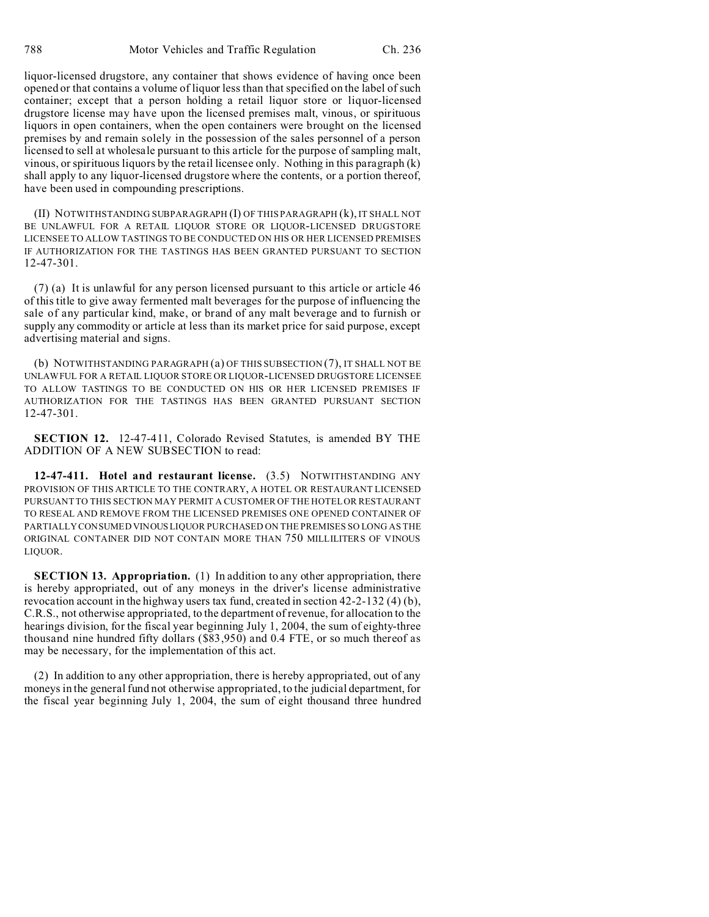liquor-licensed drugstore, any container that shows evidence of having once been opened or that contains a volume of liquor less than that specified on the label of such container; except that a person holding a retail liquor store or liquor-licensed drugstore license may have upon the licensed premises malt, vinous, or spirituous liquors in open containers, when the open containers were brought on the licensed premises by and remain solely in the possession of the sales personnel of a person licensed to sell at wholesale pursuant to this article for the purpose of sampling malt, vinous, or spirituous liquors by the retail licensee only. Nothing in this paragraph (k) shall apply to any liquor-licensed drugstore where the contents, or a portion thereof, have been used in compounding prescriptions.

(II) NOTWITHSTANDING SUBPARAGRAPH (I) OF THIS PARAGRAPH (k), IT SHALL NOT BE UNLAWFUL FOR A RETAIL LIQUOR STORE OR LIQUOR-LICENSED DRUGSTORE LICENSEE TO ALLOW TASTINGS TO BE CONDUCTED ON HIS OR HER LICENSED PREMISES IF AUTHORIZATION FOR THE TASTINGS HAS BEEN GRANTED PURSUANT TO SECTION 12-47-301.

(7) (a) It is unlawful for any person licensed pursuant to this article or article 46 of this title to give away fermented malt beverages for the purpose of influencing the sale of any particular kind, make, or brand of any malt beverage and to furnish or supply any commodity or article at less than its market price for said purpose, except advertising material and signs.

(b) NOTWITHSTANDING PARAGRAPH (a) OF THIS SUBSECTION (7), IT SHALL NOT BE UNLAWFUL FOR A RETAIL LIQUOR STORE OR LIQUOR-LICENSED DRUGSTORE LICENSEE TO ALLOW TASTINGS TO BE CONDUCTED ON HIS OR HER LICENSED PREMISES IF AUTHORIZATION FOR THE TASTINGS HAS BEEN GRANTED PURSUANT SECTION 12-47-301.

**SECTION 12.** 12-47-411, Colorado Revised Statutes, is amended BY THE ADDITION OF A NEW SUBSECTION to read:

**12-47-411. Hotel and restaurant license.** (3.5) NOTWITHSTANDING ANY PROVISION OF THIS ARTICLE TO THE CONTRARY, A HOTEL OR RESTAURANT LICENSED PURSUANT TO THIS SECTION MAY PERMIT A CUSTOMER OF THE HOTEL OR RESTAURANT TO RESEAL AND REMOVE FROM THE LICENSED PREMISES ONE OPENED CONTAINER OF PARTIALLY CONSUMED VINOUS LIQUOR PURCHASED ON THE PREMISES SO LONG AS THE ORIGINAL CONTAINER DID NOT CONTAIN MORE THAN 750 MILLILITERS OF VINOUS LIQUOR.

**SECTION 13. Appropriation.** (1) In addition to any other appropriation, there is hereby appropriated, out of any moneys in the driver's license administrative revocation account in the highway users tax fund, created in section 42-2-132 (4) (b), C.R.S., not otherwise appropriated, to the department of revenue, for allocation to the hearings division, for the fiscal year beginning July 1, 2004, the sum of eighty-three thousand nine hundred fifty dollars ($83,950) and 0.4 FTE, or so much thereof as may be necessary, for the implementation of this act.

(2) In addition to any other appropriation, there is hereby appropriated, out of any moneys in the general fund not otherwise appropriated, to the judicial department, for the fiscal year beginning July 1, 2004, the sum of eight thousand three hundred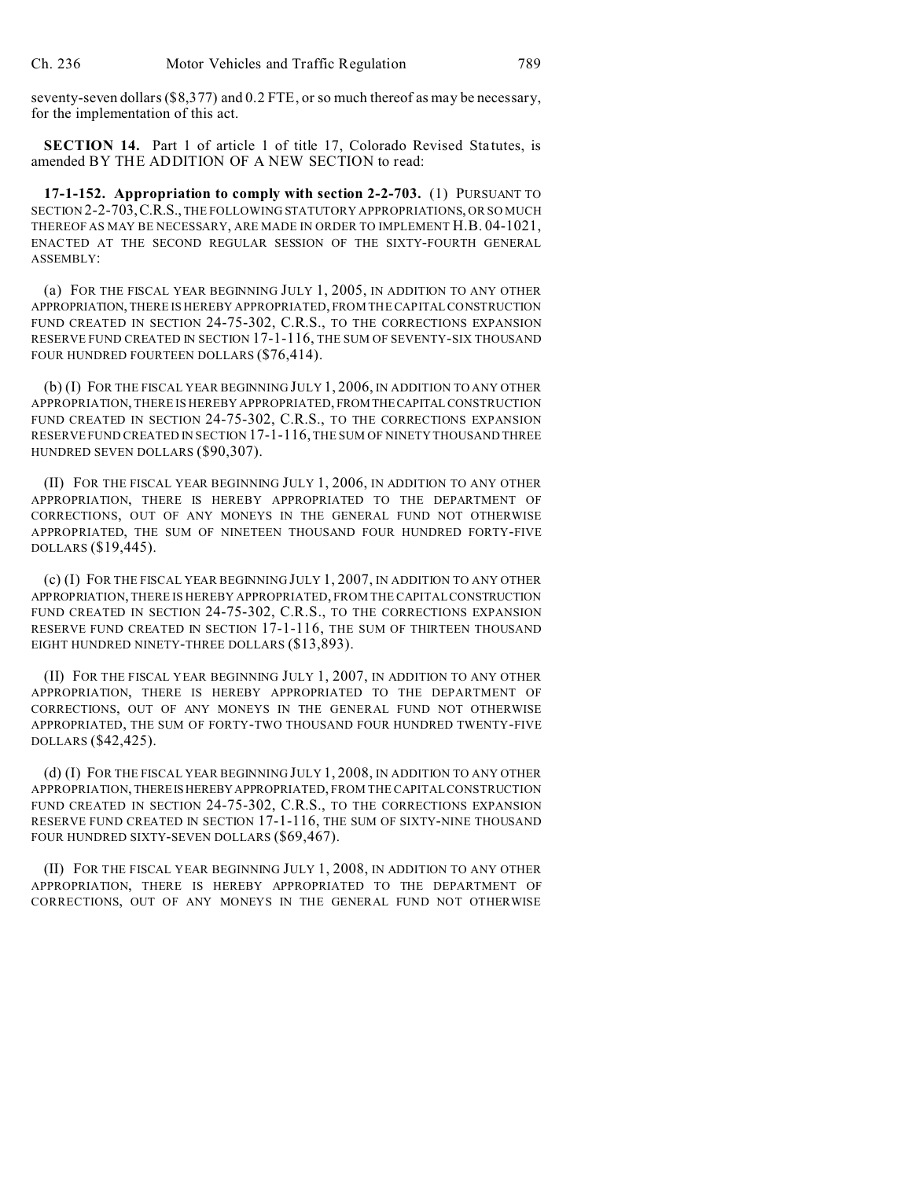seventy-seven dollars ($8,377) and 0.2 FTE, or so much thereof as may be necessary, for the implementation of this act.

**SECTION 14.** Part 1 of article 1 of title 17, Colorado Revised Statutes, is amended BY THE ADDITION OF A NEW SECTION to read:

**17-1-152. Appropriation to comply with section 2-2-703.** (1) PURSUANT TO SECTION 2-2-703, C.R.S., THE FOLLOWING STATUTORY APPROPRIATIONS, OR SO MUCH THEREOF AS MAY BE NECESSARY, ARE MADE IN ORDER TO IMPLEMENT H.B. 04-1021, ENACTED AT THE SECOND REGULAR SESSION OF THE SIXTY-FOURTH GENERAL ASSEMBLY:

(a) FOR THE FISCAL YEAR BEGINNING JULY 1, 2005, IN ADDITION TO ANY OTHER APPROPRIATION, THERE IS HEREBY APPROPRIATED, FROM THE CAPITAL CONSTRUCTION FUND CREATED IN SECTION 24-75-302, C.R.S., TO THE CORRECTIONS EXPANSION RESERVE FUND CREATED IN SECTION 17-1-116, THE SUM OF SEVENTY-SIX THOUSAND FOUR HUNDRED FOURTEEN DOLLARS ($76,414).

(b) (I) FOR THE FISCAL YEAR BEGINNING JULY 1, 2006, IN ADDITION TO ANY OTHER APPROPRIATION, THERE IS HEREBY APPROPRIATED, FROM THE CAPITAL CONSTRUCTION FUND CREATED IN SECTION 24-75-302, C.R.S., TO THE CORRECTIONS EXPANSION RESERVE FUND CREATED IN SECTION 17-1-116, THE SUM OF NINETY THOUSAND THREE HUNDRED SEVEN DOLLARS ($90,307).

(II) FOR THE FISCAL YEAR BEGINNING JULY 1, 2006, IN ADDITION TO ANY OTHER APPROPRIATION, THERE IS HEREBY APPROPRIATED TO THE DEPARTMENT OF CORRECTIONS, OUT OF ANY MONEYS IN THE GENERAL FUND NOT OTHERWISE APPROPRIATED, THE SUM OF NINETEEN THOUSAND FOUR HUNDRED FORTY-FIVE DOLLARS ($19,445).

(c) (I) FOR THE FISCAL YEAR BEGINNING JULY 1, 2007, IN ADDITION TO ANY OTHER APPROPRIATION, THERE IS HEREBY APPROPRIATED, FROM THE CAPITAL CONSTRUCTION FUND CREATED IN SECTION 24-75-302, C.R.S., TO THE CORRECTIONS EXPANSION RESERVE FUND CREATED IN SECTION 17-1-116, THE SUM OF THIRTEEN THOUSAND EIGHT HUNDRED NINETY-THREE DOLLARS ($13,893).

(II) FOR THE FISCAL YEAR BEGINNING JULY 1, 2007, IN ADDITION TO ANY OTHER APPROPRIATION, THERE IS HEREBY APPROPRIATED TO THE DEPARTMENT OF CORRECTIONS, OUT OF ANY MONEYS IN THE GENERAL FUND NOT OTHERWISE APPROPRIATED, THE SUM OF FORTY-TWO THOUSAND FOUR HUNDRED TWENTY-FIVE DOLLARS ($42,425).

(d) (I) FOR THE FISCAL YEAR BEGINNING JULY 1, 2008, IN ADDITION TO ANY OTHER APPROPRIATION, THERE IS HEREBY APPROPRIATED, FROM THE CAPITAL CONSTRUCTION FUND CREATED IN SECTION 24-75-302, C.R.S., TO THE CORRECTIONS EXPANSION RESERVE FUND CREATED IN SECTION 17-1-116, THE SUM OF SIXTY-NINE THOUSAND FOUR HUNDRED SIXTY-SEVEN DOLLARS ($69,467).

(II) FOR THE FISCAL YEAR BEGINNING JULY 1, 2008, IN ADDITION TO ANY OTHER APPROPRIATION, THERE IS HEREBY APPROPRIATED TO THE DEPARTMENT OF CORRECTIONS, OUT OF ANY MONEYS IN THE GENERAL FUND NOT OTHERWISE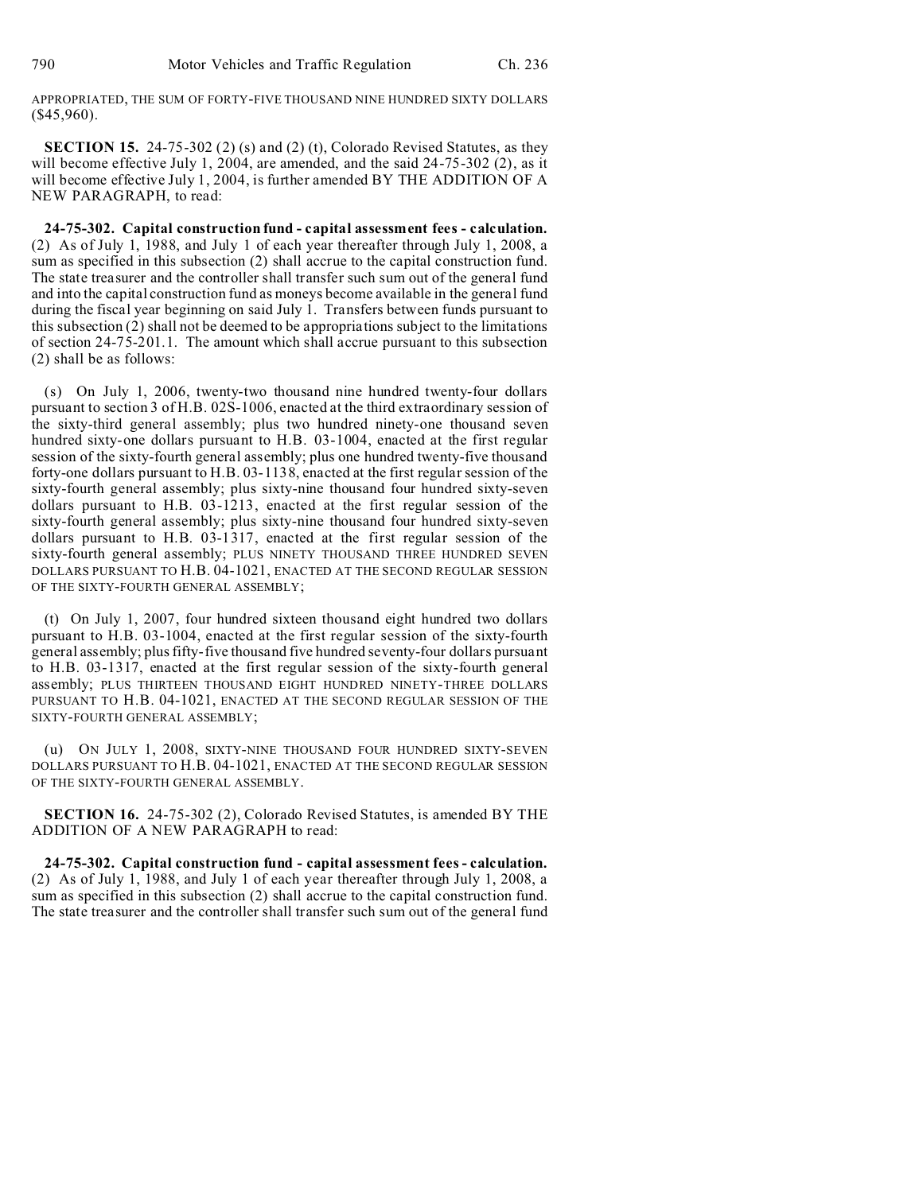APPROPRIATED, THE SUM OF FORTY-FIVE THOUSAND NINE HUNDRED SIXTY DOLLARS ($45,960).

**SECTION 15.** 24-75-302 (2) (s) and (2) (t), Colorado Revised Statutes, as they will become effective July 1, 2004, are amended, and the said 24-75-302 (2), as it will become effective July 1, 2004, is further amended BY THE ADDITION OF A NEW PARAGRAPH, to read:

**24-75-302. Capital construction fund - capital assessment fees - calculation.** (2) As of July 1, 1988, and July 1 of each year thereafter through July 1, 2008, a sum as specified in this subsection (2) shall accrue to the capital construction fund. The state treasurer and the controller shall transfer such sum out of the general fund and into the capital construction fund as moneys become available in the general fund during the fiscal year beginning on said July 1. Transfers between funds pursuant to this subsection (2) shall not be deemed to be appropriations subject to the limitations of section 24-75-201.1. The amount which shall accrue pursuant to this subsection (2) shall be as follows:

(s) On July 1, 2006, twenty-two thousand nine hundred twenty-four dollars pursuant to section 3 of H.B. 02S-1006, enacted at the third extraordinary session of the sixty-third general assembly; plus two hundred ninety-one thousand seven hundred sixty-one dollars pursuant to H.B. 03-1004, enacted at the first regular session of the sixty-fourth general assembly; plus one hundred twenty-five thousand forty-one dollars pursuant to H.B. 03-1138, enacted at the first regular session of the sixty-fourth general assembly; plus sixty-nine thousand four hundred sixty-seven dollars pursuant to H.B. 03-1213, enacted at the first regular session of the sixty-fourth general assembly; plus sixty-nine thousand four hundred sixty-seven dollars pursuant to H.B. 03-1317, enacted at the first regular session of the sixty-fourth general assembly; PLUS NINETY THOUSAND THREE HUNDRED SEVEN DOLLARS PURSUANT TO H.B. 04-1021, ENACTED AT THE SECOND REGULAR SESSION OF THE SIXTY-FOURTH GENERAL ASSEMBLY;

(t) On July 1, 2007, four hundred sixteen thousand eight hundred two dollars pursuant to H.B. 03-1004, enacted at the first regular session of the sixty-fourth general assembly; plus fifty-five thousand five hundred seventy-four dollars pursuant to H.B. 03-1317, enacted at the first regular session of the sixty-fourth general assembly; PLUS THIRTEEN THOUSAND EIGHT HUNDRED NINETY-THREE DOLLARS PURSUANT TO H.B. 04-1021, ENACTED AT THE SECOND REGULAR SESSION OF THE SIXTY-FOURTH GENERAL ASSEMBLY;

(u) ON JULY 1, 2008, SIXTY-NINE THOUSAND FOUR HUNDRED SIXTY-SEVEN DOLLARS PURSUANT TO H.B. 04-1021, ENACTED AT THE SECOND REGULAR SESSION OF THE SIXTY-FOURTH GENERAL ASSEMBLY.

**SECTION 16.** 24-75-302 (2), Colorado Revised Statutes, is amended BY THE ADDITION OF A NEW PARAGRAPH to read:

**24-75-302. Capital construction fund - capital assessment fees - calculation.** (2) As of July 1, 1988, and July 1 of each year thereafter through July 1, 2008, a sum as specified in this subsection (2) shall accrue to the capital construction fund. The state treasurer and the controller shall transfer such sum out of the general fund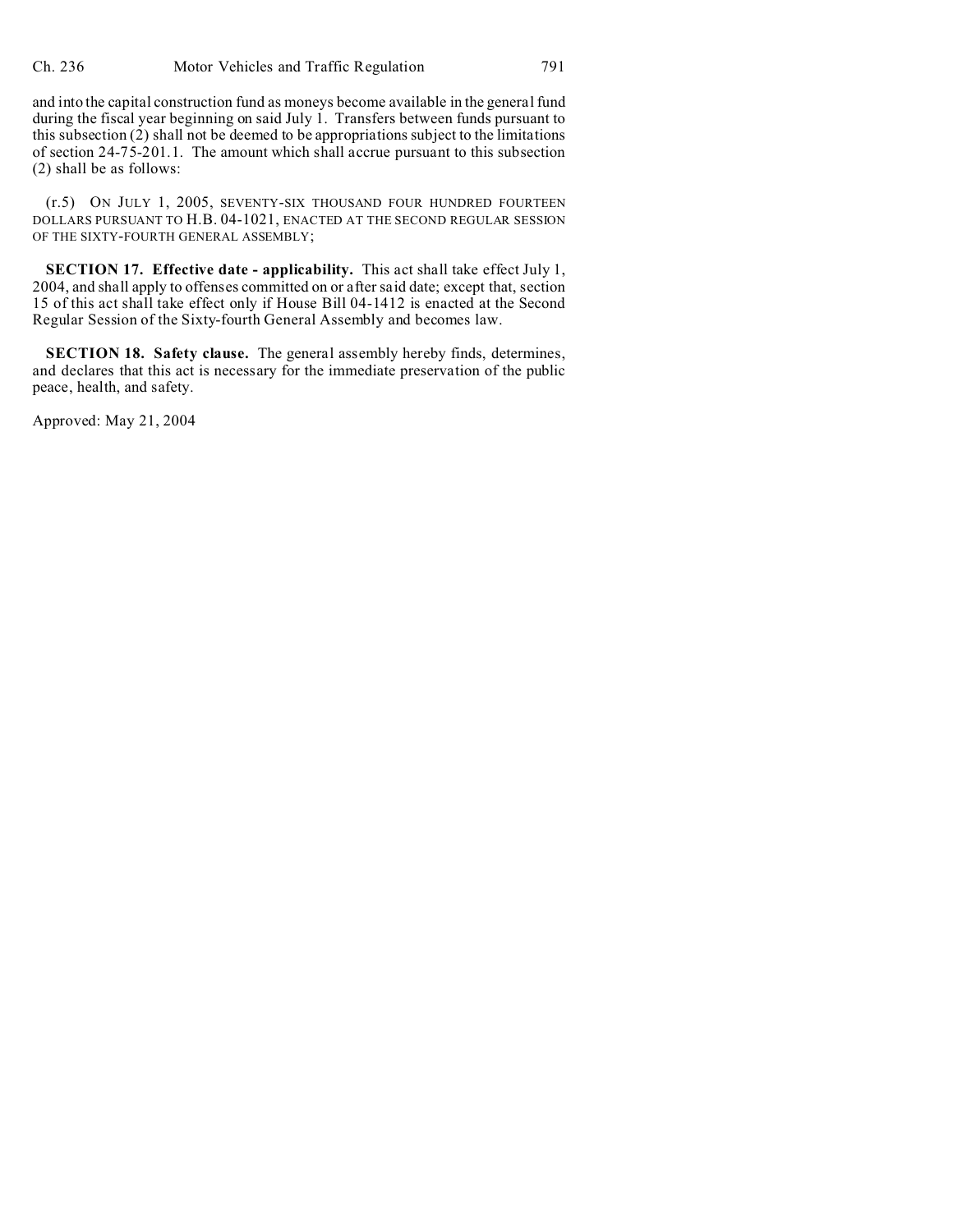and into the capital construction fund as moneys become available in the general fund during the fiscal year beginning on said July 1. Transfers between funds pursuant to this subsection (2) shall not be deemed to be appropriations subject to the limitations of section 24-75-201.1. The amount which shall accrue pursuant to this subsection (2) shall be as follows:

(r.5) ON JULY 1, 2005, SEVENTY-SIX THOUSAND FOUR HUNDRED FOURTEEN DOLLARS PURSUANT TO H.B. 04-1021, ENACTED AT THE SECOND REGULAR SESSION OF THE SIXTY-FOURTH GENERAL ASSEMBLY;

**SECTION 17. Effective date - applicability.** This act shall take effect July 1, 2004, and shall apply to offenses committed on or after said date; except that, section 15 of this act shall take effect only if House Bill 04-1412 is enacted at the Second Regular Session of the Sixty-fourth General Assembly and becomes law.

**SECTION 18. Safety clause.** The general assembly hereby finds, determines, and declares that this act is necessary for the immediate preservation of the public peace, health, and safety.

Approved: May 21, 2004